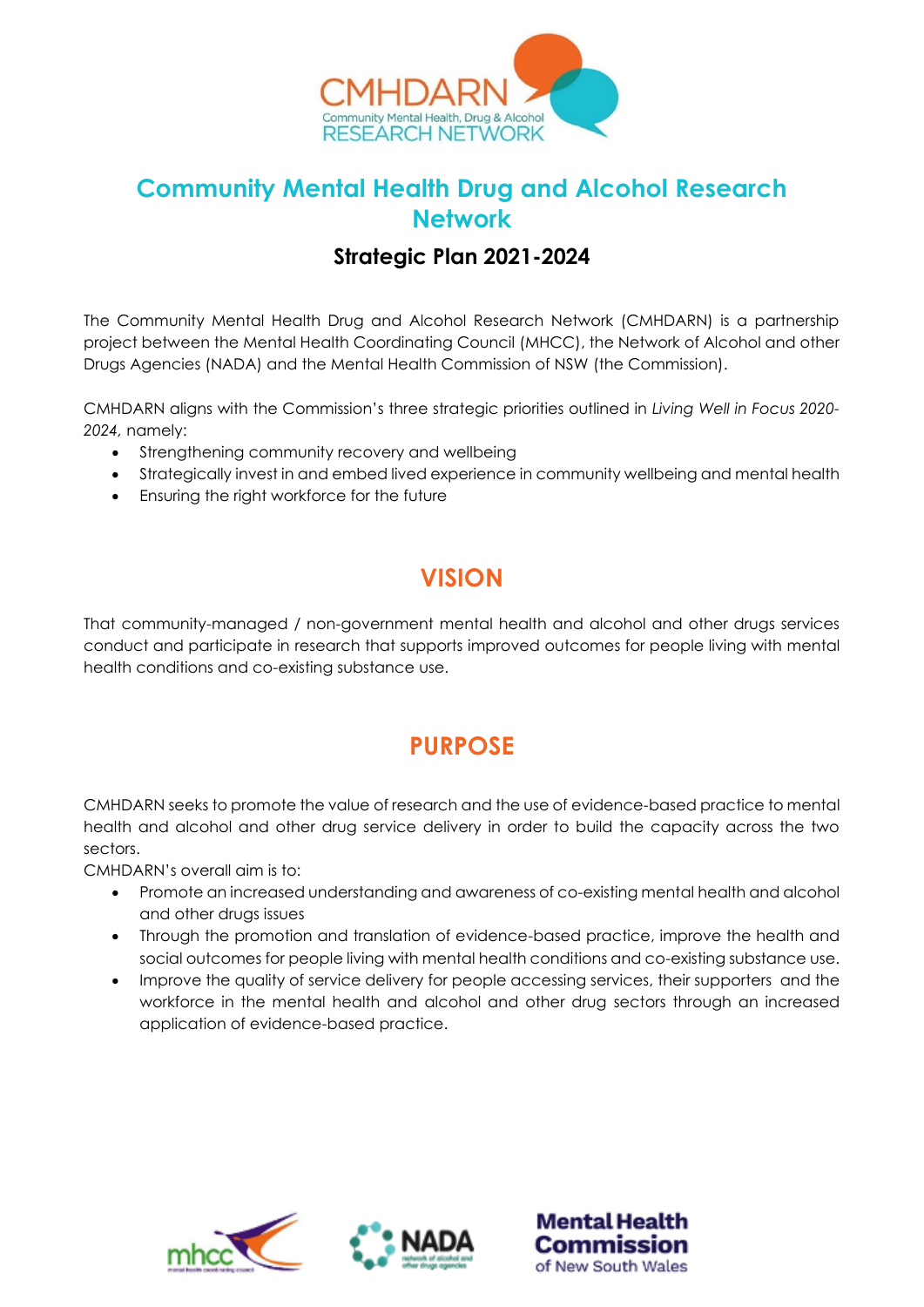# Community Mental Health Drug and Alcohol Research Network

## Strategic Plan 2021-2024

The Community Mental Health Drug and Alcohol Research Network (CMHDARN) is a partnership project between the Mental Health Coordinating Council (MHCC), the Network of Alcohol and other Drugs Agencies (NADA) and the Mental Health Commission of NSW (the Commission).

CMHDARN aligns with the Commission's three strategic priorities outlined in *Living Well in Focus 2020-2024*, namely:

- Strengthening community recovery and wellbeing
- Strategically invest in and embed lived experience in community wellbeing and mental health
- Ensuring the right workforce for the future

## VISION

That community-managed / non-government mental health and alcohol and other drugs services conduct and participate in research that supports improved outcomes for people living with mental health conditions and co-existing substance use.

## PURPOSE

CMHDARN seeks to promote the value of research and the use of evidence-based practice to mental health and alcohol and other drug service delivery in order to build the capacity across the two sectors.

CMHDARN's overall aim is to:

- Promote an increased understanding and awareness of co-existing mental health and alcohol and other drugs issues
- Through the promotion and translation of evidence-based practice, improve the health and social outcomes for people living with mental health conditions and co-existing substance use.
- Improve the quality of service delivery for people accessing services, their supporters and the workforce in the mental health and alcohol and other drug sectors through an increased application of evidence-based practice.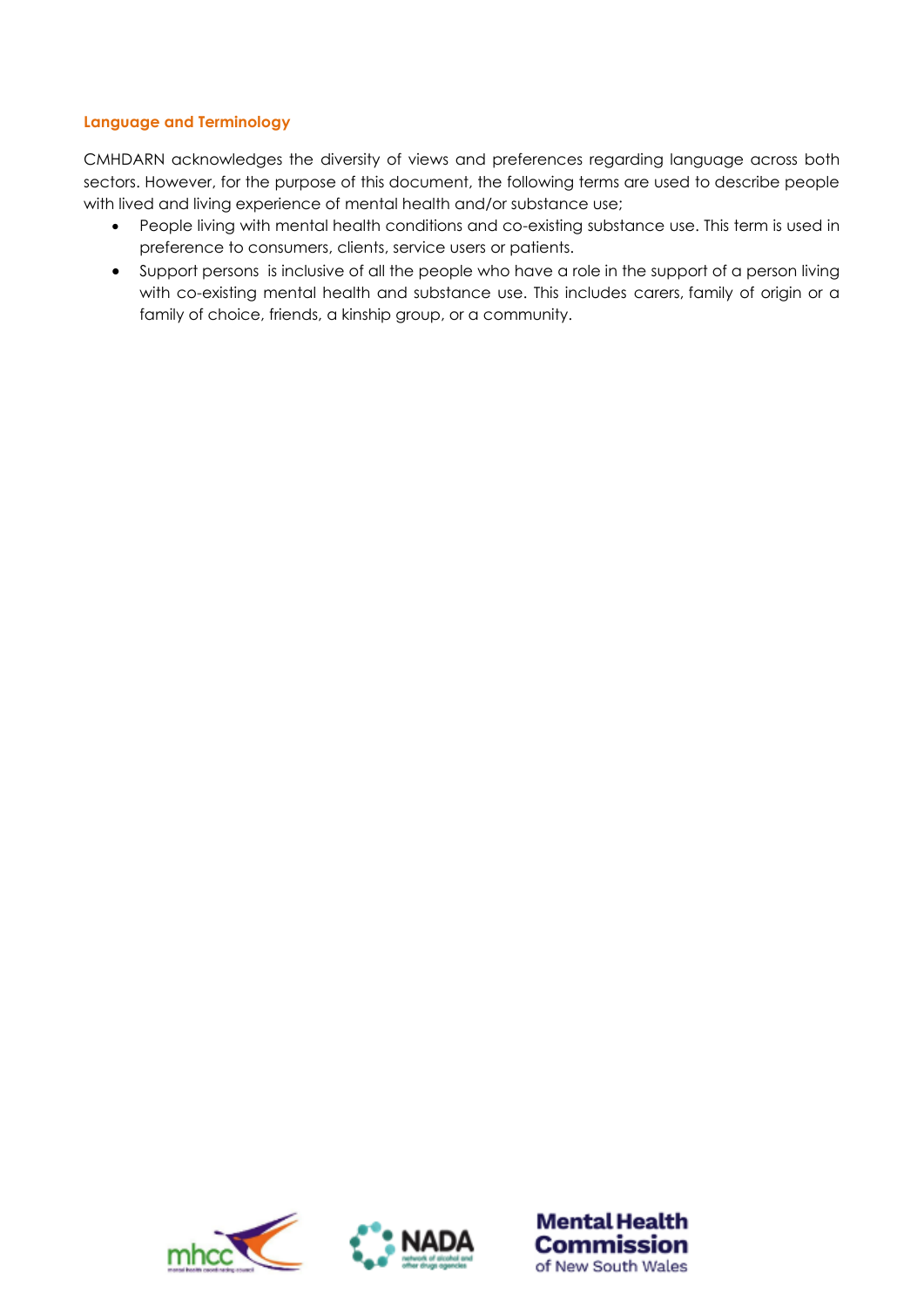### Language and Terminology

CMHDARN acknowledges the diversity of views and preferences regarding language across both sectors. However, for the purpose of this document, the following terms are used to describe people with lived and living experience of mental health and/or substance use;

- People living with mental health conditions and co-existing substance use. This term is used in preference to consumers, clients, service users or patients.
- Support persons is inclusive of all the people who have a role in the support of a person living with co-existing mental health and substance use. This includes carers, family of origin or a family of choice, friends, a kinship group, or a community.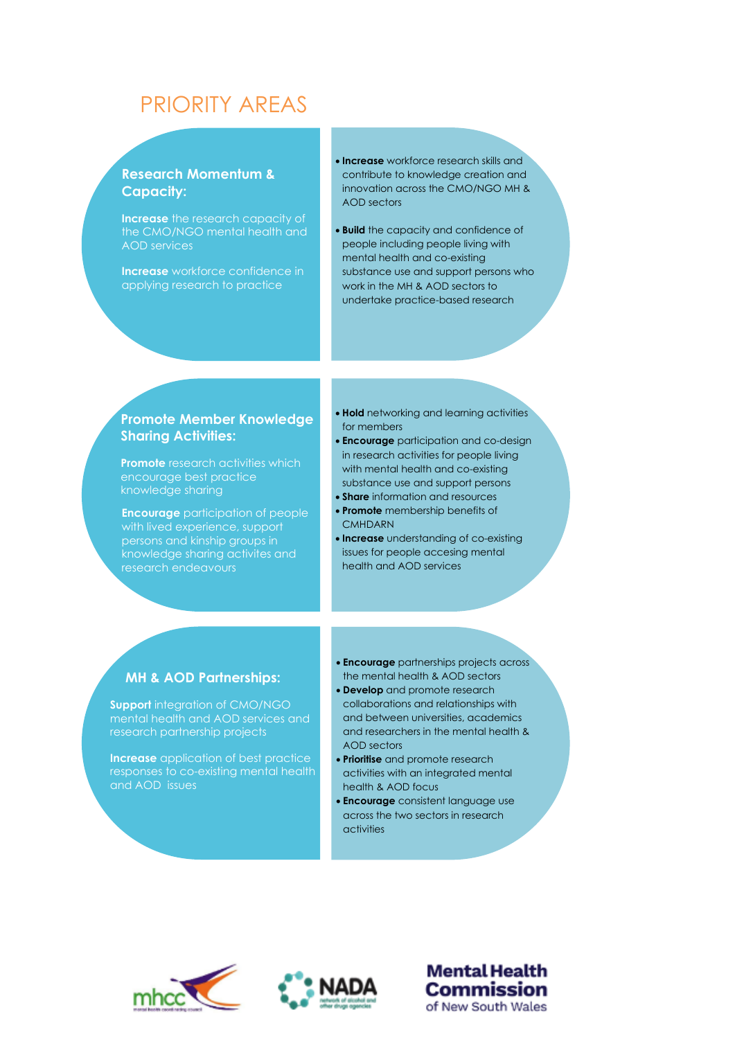# PRIORITY AREAS

## Research Momentum & Capacity:

**Increase** the research capacity of the CMO/NGO mental health and AOD services

**Increase** workforce confidence in applying research to practice

- **Increase** workforce research skills and contribute to knowledge creation and innovation across the CMO/NGO MH & AOD sectors
- **Build** the capacity and confidence of people including people living with mental health and co-existing substance use and support persons who work in the MH & AOD sectors to undertake practice-based research

## Promote Member Knowledge Sharing Activities:

**Promote** research activities which encourage best practice knowledge sharing

**Encourage** participation of people with lived experience, support persons and kinship groups in knowledge sharing activites and research endeavours

- **Hold** networking and learning activities for members
- **Encourage** participation and co-design in research activities for people living with mental health and co-existing substance use and support persons
- **Share** information and resources
- **Promote** membership benefits of CMHDARN
- **Increase** understanding of co-existing issues for people accesing mental health and AOD services

## MH & AOD Partnerships:

**Support** integration of CMO/NGO mental health and AOD services and research partnership projects

**Increase** application of best practice responses to co-existing mental health and AOD issues

- **Encourage** partnerships projects across the mental health & AOD sectors
- **Develop** and promote research collaborations and relationships with and between universities, academics and researchers in the mental health & AOD sectors
- **Prioritise** and promote research activities with an integrated mental health & AOD focus
- **Encourage** consistent language use across the two sectors in research activities

mhcc mental health coordinating council

NADA network of alcohol and other drugs agencies

Mental Health Commission of New South Wales